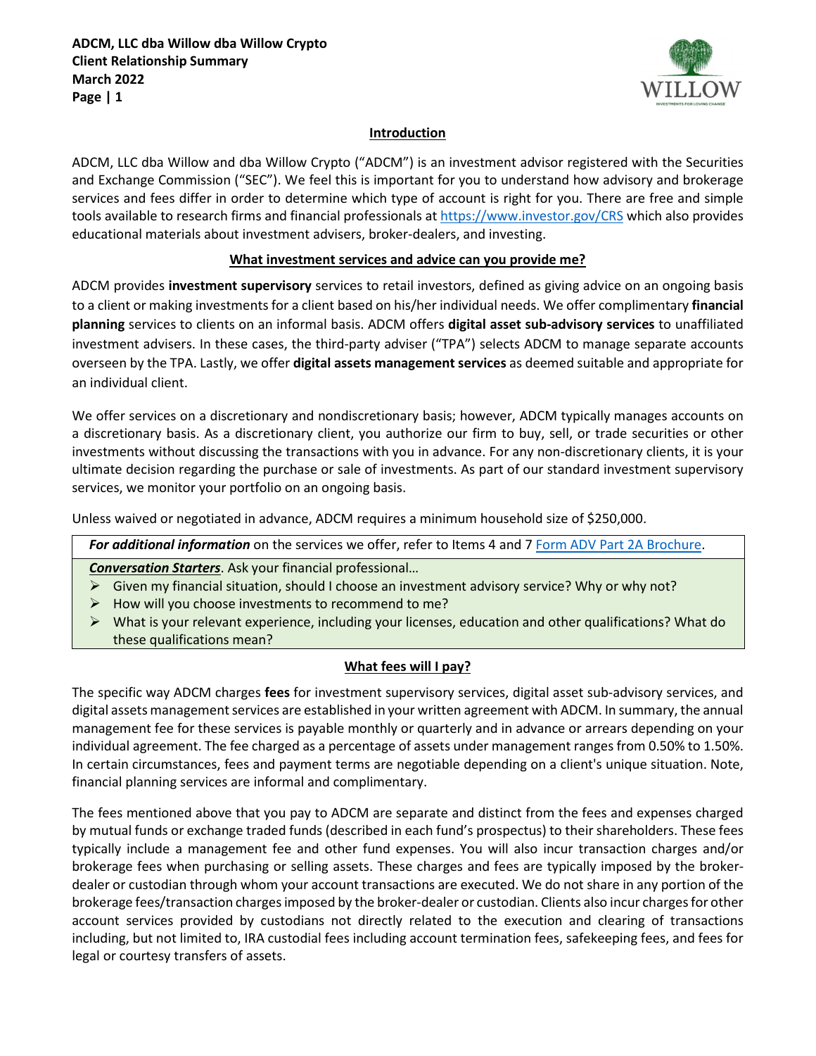## Introduction

ADCM, LLC dba Willow and dba Willow Crypto ("ADCM") is an investment advisor registered with the Securities and Exchange Commission ("SEC"). We feel this is important for you to understand how advisory and brokerage services and fees differ in order to determine which type of account is right for you. There are free and simple tools available to research firms and financial professionals at https://www.investor.gov/CRS which also provides educational materials about investment advisers, broker-dealers, and investing.

## What investment services and advice can you provide me?

ADCM provides **investment supervisory** services to retail investors, defined as giving advice on an ongoing basis to a client or making investments for a client based on his/her individual needs. We offer complimentary **financial planning** services to clients on an informal basis. ADCM offers **digital asset sub-advisory services** to unaffiliated investment advisers. In these cases, the third-party adviser ("TPA") selects ADCM to manage separate accounts overseen by the TPA. Lastly, we offer **digital assets management services** as deemed suitable and appropriate for an individual client.

We offer services on a discretionary and nondiscretionary basis; however, ADCM typically manages accounts on a discretionary basis. As a discretionary client, you authorize our firm to buy, sell, or trade securities or other investments without discussing the transactions with you in advance. For any non-discretionary clients, it is your ultimate decision regarding the purchase or sale of investments. As part of our standard investment supervisory services, we monitor your portfolio on an ongoing basis.

Unless waived or negotiated in advance, ADCM requires a minimum household size of $250,000.

***For additional information*** on the services we offer, refer to Items 4 and 7 Form ADV Part 2A Brochure.

***Conversation Starters***. Ask your financial professional…

- Given my financial situation, should I choose an investment advisory service? Why or why not?
- How will you choose investments to recommend to me?
- What is your relevant experience, including your licenses, education and other qualifications? What do these qualifications mean?

## What fees will I pay?

The specific way ADCM charges **fees** for investment supervisory services, digital asset sub-advisory services, and digital assets management services are established in your written agreement with ADCM. In summary, the annual management fee for these services is payable monthly or quarterly and in advance or arrears depending on your individual agreement. The fee charged as a percentage of assets under management ranges from 0.50% to 1.50%. In certain circumstances, fees and payment terms are negotiable depending on a client's unique situation. Note, financial planning services are informal and complimentary.

The fees mentioned above that you pay to ADCM are separate and distinct from the fees and expenses charged by mutual funds or exchange traded funds (described in each fund's prospectus) to their shareholders. These fees typically include a management fee and other fund expenses. You will also incur transaction charges and/or brokerage fees when purchasing or selling assets. These charges and fees are typically imposed by the broker-dealer or custodian through whom your account transactions are executed. We do not share in any portion of the brokerage fees/transaction charges imposed by the broker-dealer or custodian. Clients also incur charges for other account services provided by custodians not directly related to the execution and clearing of transactions including, but not limited to, IRA custodial fees including account termination fees, safekeeping fees, and fees for legal or courtesy transfers of assets.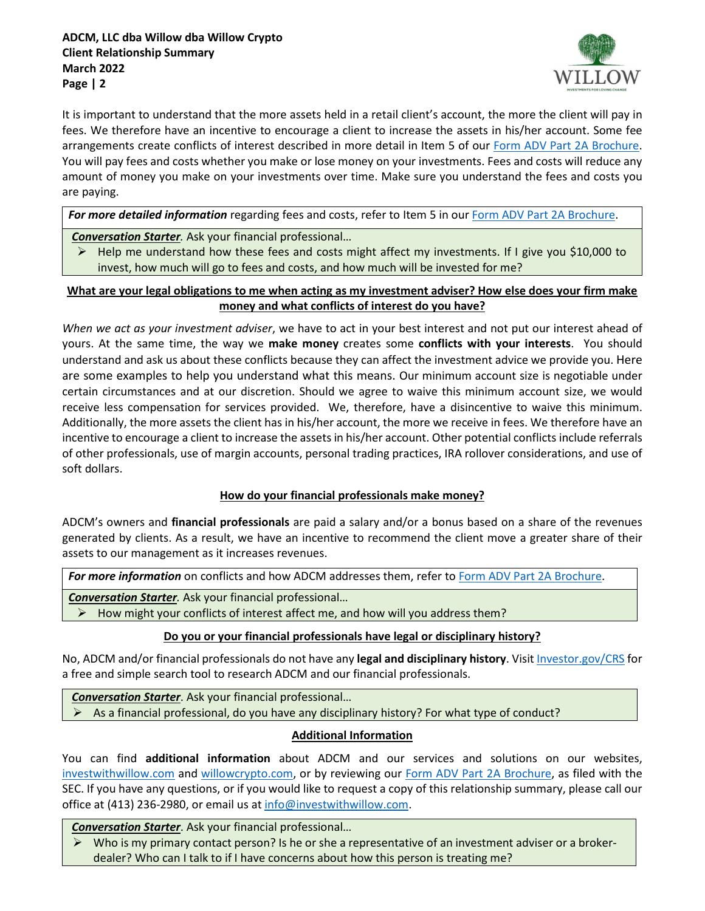It is important to understand that the more assets held in a retail client's account, the more the client will pay in fees. We therefore have an incentive to encourage a client to increase the assets in his/her account. Some fee arrangements create conflicts of interest described in more detail in Item 5 of our Form ADV Part 2A Brochure. You will pay fees and costs whether you make or lose money on your investments. Fees and costs will reduce any amount of money you make on your investments over time. Make sure you understand the fees and costs you are paying.

***For more detailed information*** regarding fees and costs, refer to Item 5 in our Form ADV Part 2A Brochure.

***Conversation Starter***. Ask your financial professional…

- Help me understand how these fees and costs might affect my investments. If I give you $10,000 to invest, how much will go to fees and costs, and how much will be invested for me?

## What are your legal obligations to me when acting as my investment adviser? How else does your firm make money and what conflicts of interest do you have?

*When we act as your investment adviser*, we have to act in your best interest and not put our interest ahead of yours. At the same time, the way we **make money** creates some **conflicts with your interests**. You should understand and ask us about these conflicts because they can affect the investment advice we provide you. Here are some examples to help you understand what this means. Our minimum account size is negotiable under certain circumstances and at our discretion. Should we agree to waive this minimum account size, we would receive less compensation for services provided. We, therefore, have a disincentive to waive this minimum. Additionally, the more assets the client has in his/her account, the more we receive in fees. We therefore have an incentive to encourage a client to increase the assets in his/her account. Other potential conflicts include referrals of other professionals, use of margin accounts, personal trading practices, IRA rollover considerations, and use of soft dollars.

## How do your financial professionals make money?

ADCM's owners and **financial professionals** are paid a salary and/or a bonus based on a share of the revenues generated by clients. As a result, we have an incentive to recommend the client move a greater share of their assets to our management as it increases revenues.

***For more information*** on conflicts and how ADCM addresses them, refer to Form ADV Part 2A Brochure.

***Conversation Starter***. Ask your financial professional…

- How might your conflicts of interest affect me, and how will you address them?

## Do you or your financial professionals have legal or disciplinary history?

No, ADCM and/or financial professionals do not have any **legal and disciplinary history**. Visit Investor.gov/CRS for a free and simple search tool to research ADCM and our financial professionals.

***Conversation Starter***. Ask your financial professional…

- As a financial professional, do you have any disciplinary history? For what type of conduct?

## Additional Information

You can find **additional information** about ADCM and our services and solutions on our websites, investwithwillow.com and willowcrypto.com, or by reviewing our Form ADV Part 2A Brochure, as filed with the SEC. If you have any questions, or if you would like to request a copy of this relationship summary, please call our office at (413) 236-2980, or email us at info@investwithwillow.com.

***Conversation Starter***. Ask your financial professional…

- Who is my primary contact person? Is he or she a representative of an investment adviser or a broker-dealer? Who can I talk to if I have concerns about how this person is treating me?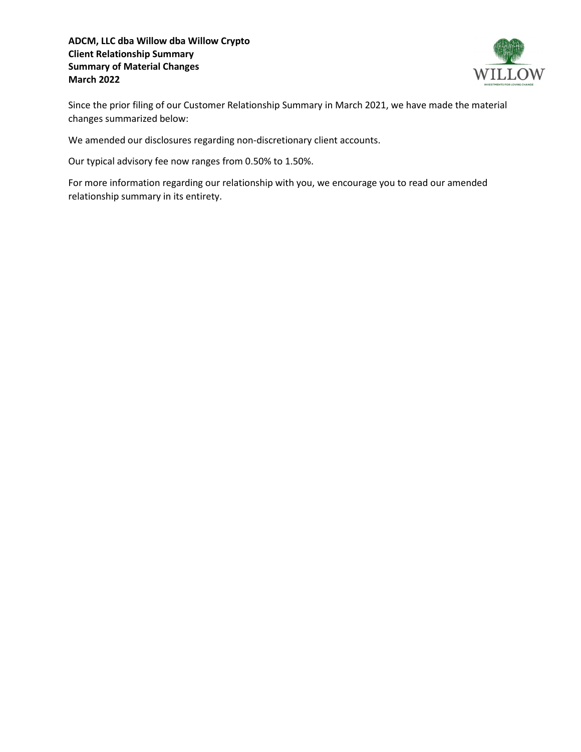**ADCM, LLC dba Willow dba Willow Crypto**
**Client Relationship Summary**
**Summary of Material Changes**
**March 2022**

Since the prior filing of our Customer Relationship Summary in March 2021, we have made the material changes summarized below:

We amended our disclosures regarding non-discretionary client accounts.

Our typical advisory fee now ranges from 0.50% to 1.50%.

For more information regarding our relationship with you, we encourage you to read our amended relationship summary in its entirety.